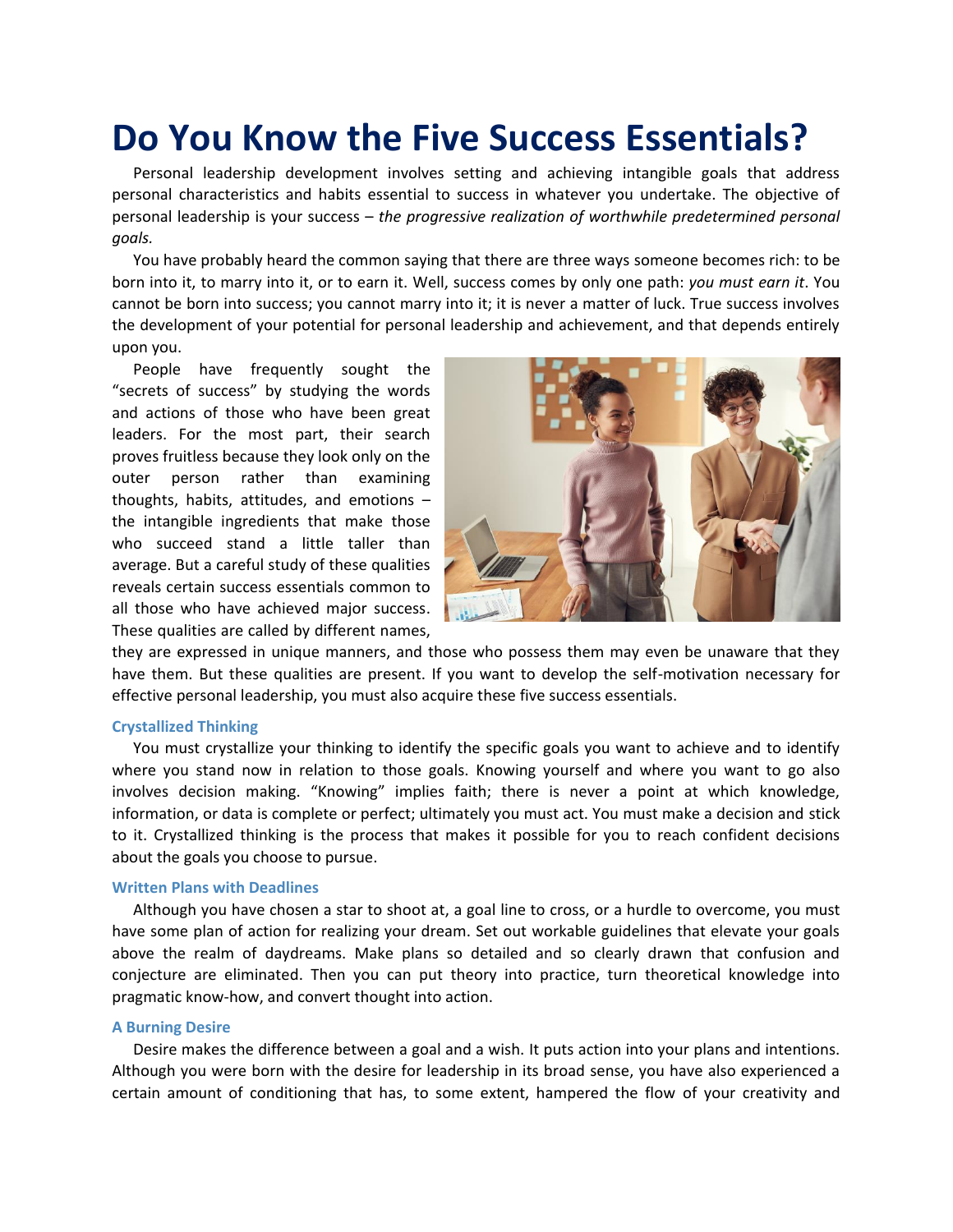# Do You Know the Five Success Essentials?

Personal leadership development involves setting and achieving intangible goals that address personal characteristics and habits essential to success in whatever you undertake. The objective of personal leadership is your success – *the progressive realization of worthwhile predetermined personal goals.*

You have probably heard the common saying that there are three ways someone becomes rich: to be born into it, to marry into it, or to earn it. Well, success comes by only one path: *you must earn it*. You cannot be born into success; you cannot marry into it; it is never a matter of luck. True success involves the development of your potential for personal leadership and achievement, and that depends entirely upon you.

People have frequently sought the "secrets of success" by studying the words and actions of those who have been great leaders. For the most part, their search proves fruitless because they look only on the outer person rather than examining thoughts, habits, attitudes, and emotions – the intangible ingredients that make those who succeed stand a little taller than average. But a careful study of these qualities reveals certain success essentials common to all those who have achieved major success. These qualities are called by different names, they are expressed in unique manners, and those who possess them may even be unaware that they have them. But these qualities are present. If you want to develop the self-motivation necessary for effective personal leadership, you must also acquire these five success essentials.

### Crystallized Thinking

You must crystallize your thinking to identify the specific goals you want to achieve and to identify where you stand now in relation to those goals. Knowing yourself and where you want to go also involves decision making. "Knowing" implies faith; there is never a point at which knowledge, information, or data is complete or perfect; ultimately you must act. You must make a decision and stick to it. Crystallized thinking is the process that makes it possible for you to reach confident decisions about the goals you choose to pursue.

### Written Plans with Deadlines

Although you have chosen a star to shoot at, a goal line to cross, or a hurdle to overcome, you must have some plan of action for realizing your dream. Set out workable guidelines that elevate your goals above the realm of daydreams. Make plans so detailed and so clearly drawn that confusion and conjecture are eliminated. Then you can put theory into practice, turn theoretical knowledge into pragmatic know-how, and convert thought into action.

### A Burning Desire

Desire makes the difference between a goal and a wish. It puts action into your plans and intentions. Although you were born with the desire for leadership in its broad sense, you have also experienced a certain amount of conditioning that has, to some extent, hampered the flow of your creativity and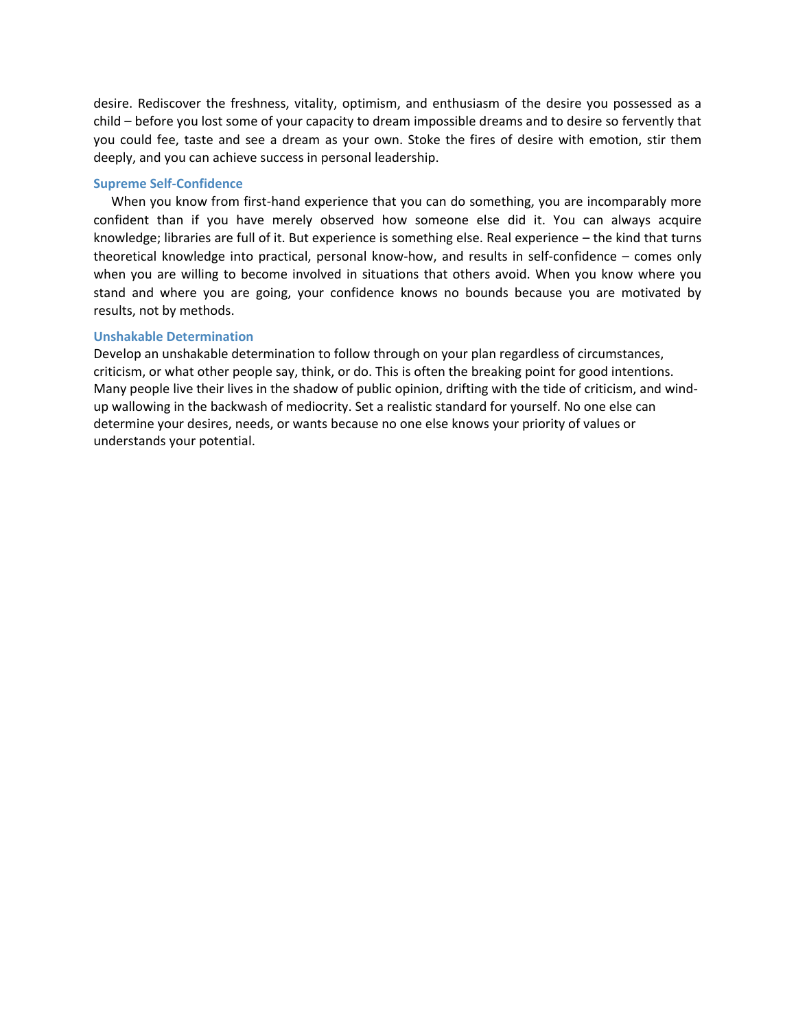desire. Rediscover the freshness, vitality, optimism, and enthusiasm of the desire you possessed as a child – before you lost some of your capacity to dream impossible dreams and to desire so fervently that you could fee, taste and see a dream as your own. Stoke the fires of desire with emotion, stir them deeply, and you can achieve success in personal leadership.

### Supreme Self-Confidence

When you know from first-hand experience that you can do something, you are incomparably more confident than if you have merely observed how someone else did it. You can always acquire knowledge; libraries are full of it. But experience is something else. Real experience – the kind that turns theoretical knowledge into practical, personal know-how, and results in self-confidence – comes only when you are willing to become involved in situations that others avoid. When you know where you stand and where you are going, your confidence knows no bounds because you are motivated by results, not by methods.

### Unshakable Determination

Develop an unshakable determination to follow through on your plan regardless of circumstances, criticism, or what other people say, think, or do. This is often the breaking point for good intentions. Many people live their lives in the shadow of public opinion, drifting with the tide of criticism, and wind-up wallowing in the backwash of mediocrity. Set a realistic standard for yourself. No one else can determine your desires, needs, or wants because no one else knows your priority of values or understands your potential.